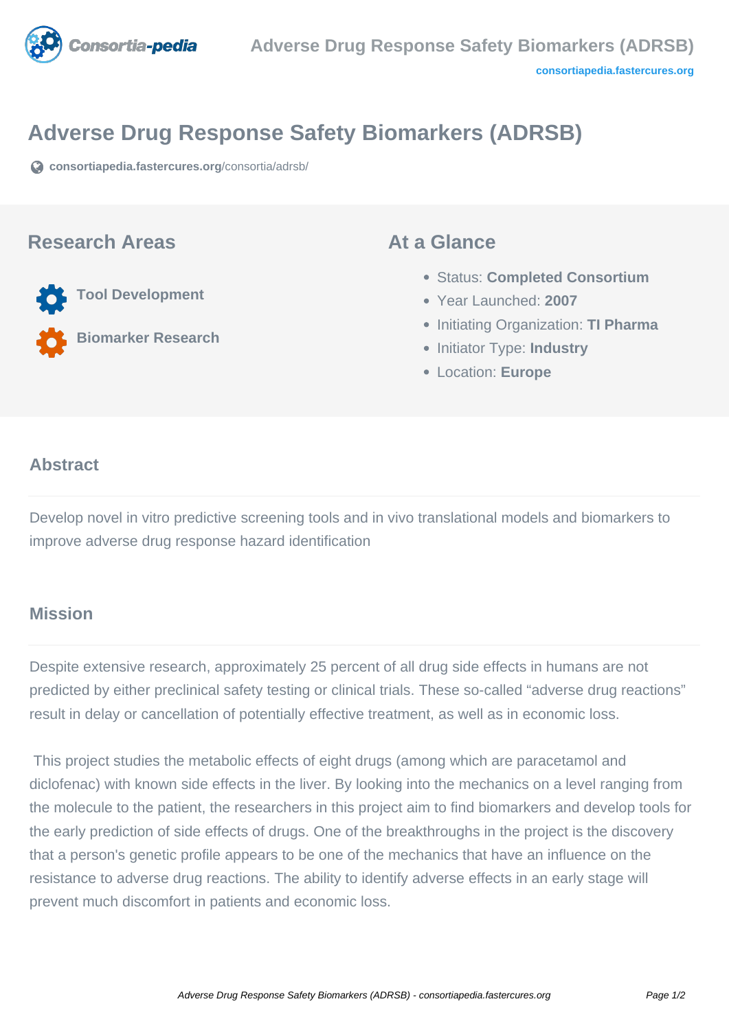# Adverse Drug Response Safety Biomarkers (ADRSB)

consortiapedia.fastercures.org/consortia/adrsb/

## Research Areas

- Tool Development
- Biomarker Research

## At a Glance

- Status: **Completed Consortium**
- Year Launched: **2007**
- Initiating Organization: **TI Pharma**
- Initiator Type: **Industry**
- Location: **Europe**

## Abstract

Develop novel in vitro predictive screening tools and in vivo translational models and biomarkers to improve adverse drug response hazard identification

## Mission

Despite extensive research, approximately 25 percent of all drug side effects in humans are not predicted by either preclinical safety testing or clinical trials. These so-called “adverse drug reactions” result in delay or cancellation of potentially effective treatment, as well as in economic loss.

This project studies the metabolic effects of eight drugs (among which are paracetamol and diclofenac) with known side effects in the liver. By looking into the mechanics on a level ranging from the molecule to the patient, the researchers in this project aim to find biomarkers and develop tools for the early prediction of side effects of drugs. One of the breakthroughs in the project is the discovery that a person's genetic profile appears to be one of the mechanics that have an influence on the resistance to adverse drug reactions. The ability to identify adverse effects in an early stage will prevent much discomfort in patients and economic loss.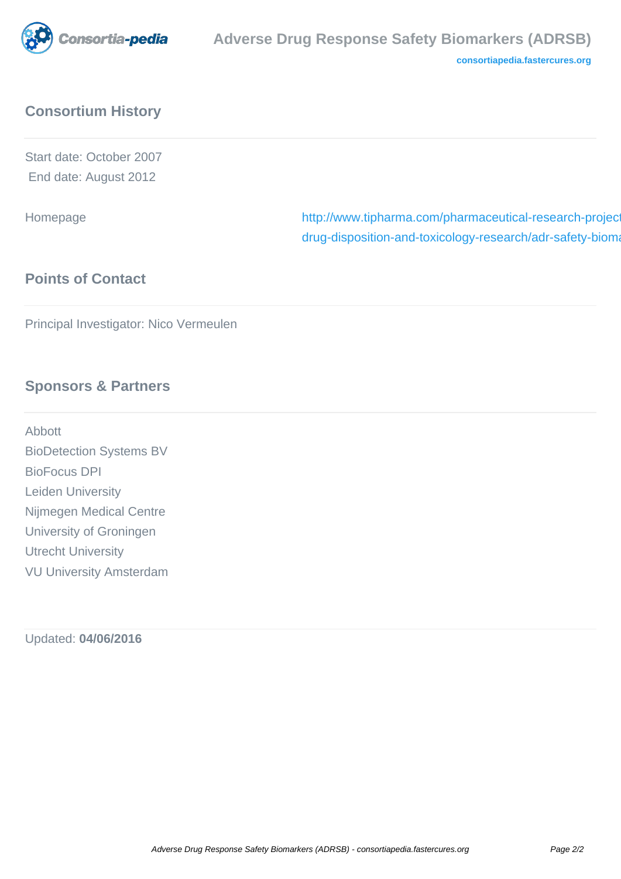## Consortium History

Start date: October 2007
End date: August 2012

Homepage http://www.tipharma.com/pharmaceutical-research-project drug-disposition-and-toxicology-research/adr-safety-bioma

## Points of Contact

Principal Investigator: Nico Vermeulen

## Sponsors & Partners

Abbott
BioDetection Systems BV
BioFocus DPI
Leiden University
Nijmegen Medical Centre
University of Groningen
Utrecht University
VU University Amsterdam

Updated: **04/06/2016**